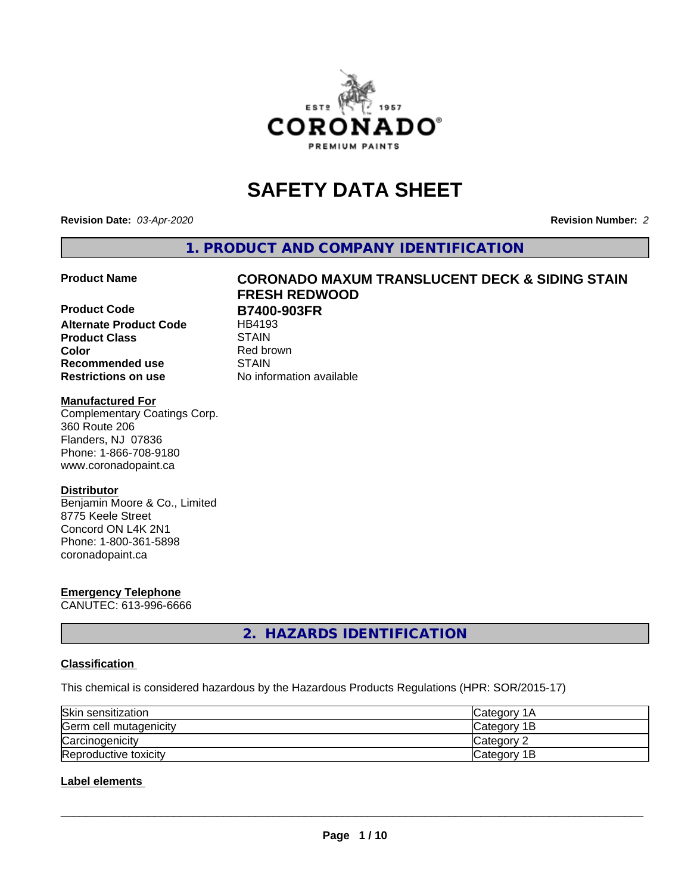# SAFETY DATA SHEET

**Revision Date:** *03-Apr-2020*

**Revision Number:** *2*

## 1. PRODUCT AND COMPANY IDENTIFICATION

| | |
|---|---|
| **Product Name** | **CORONADO MAXUM TRANSLUCENT DECK & SIDING STAIN FRESH REDWOOD** |
| **Product Code** | **B7400-903FR** |
| **Alternate Product Code** | HB4193 |
| **Product Class** | STAIN |
| **Color** | Red brown |
| **Recommended use** | STAIN |
| **Restrictions on use** | No information available |

**Manufactured For**
Complementary Coatings Corp.
360 Route 206
Flanders, NJ 07836
Phone: 1-866-708-9180
www.coronadopaint.ca

**Distributor**
Benjamin Moore & Co., Limited
8775 Keele Street
Concord ON L4K 2N1
Phone: 1-800-361-5898
coronadopaint.ca

**Emergency Telephone**
CANUTEC: 613-996-6666

## 2. HAZARDS IDENTIFICATION

**Classification**

This chemical is considered hazardous by the Hazardous Products Regulations (HPR: SOR/2015-17)

| | |
|---|---|
| Skin sensitization | Category 1A |
| Germ cell mutagenicity | Category 1B |
| Carcinogenicity | Category 2 |
| Reproductive toxicity | Category 1B |

**Label elements**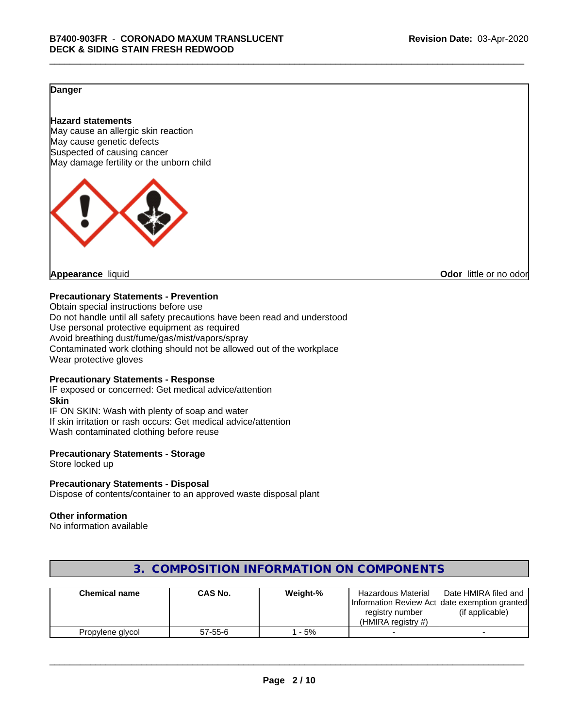**Danger**

**Hazard statements**
May cause an allergic skin reaction
May cause genetic defects
Suspected of causing cancer
May damage fertility or the unborn child

**Appearance** liquid **Odor** little or no odor

**Precautionary Statements - Prevention**
Obtain special instructions before use
Do not handle until all safety precautions have been read and understood
Use personal protective equipment as required
Avoid breathing dust/fume/gas/mist/vapors/spray
Contaminated work clothing should not be allowed out of the workplace
Wear protective gloves

**Precautionary Statements - Response**
IF exposed or concerned: Get medical advice/attention
**Skin**
IF ON SKIN: Wash with plenty of soap and water
If skin irritation or rash occurs: Get medical advice/attention
Wash contaminated clothing before reuse

**Precautionary Statements - Storage**
Store locked up

**Precautionary Statements - Disposal**
Dispose of contents/container to an approved waste disposal plant

**Other information**
No information available

## 3. COMPOSITION INFORMATION ON COMPONENTS

| Chemical name | CAS No. | Weight-% | Hazardous Material Information Review Act registry number (HMIRA registry #) | Date HMIRA filed and date exemption granted (if applicable) |
|---|---|---|---|---|
| Propylene glycol | 57-55-6 | 1 - 5% | - | - |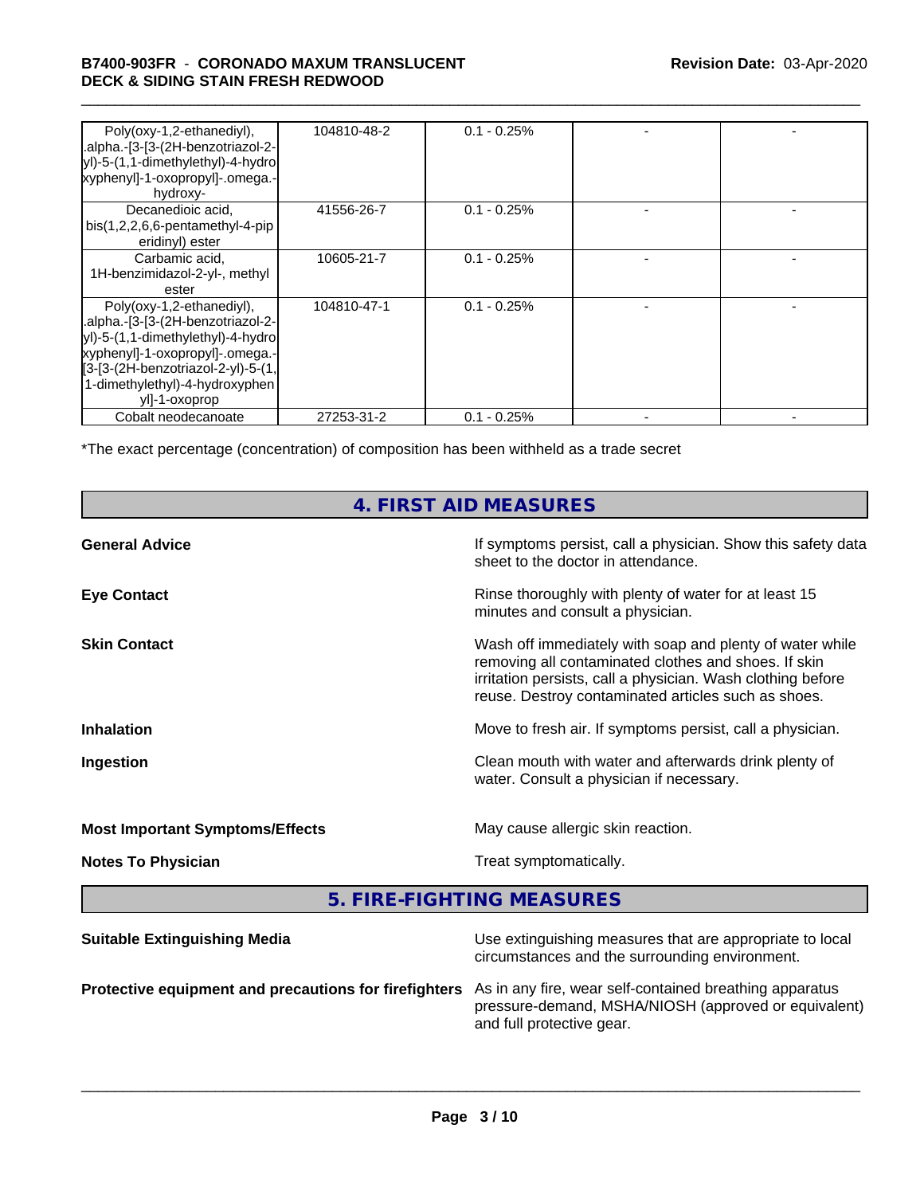| | | | | |
|---|---|---|---|---|
| Poly(oxy-1,2-ethanediyl), .alpha.-[3-[3-(2H-benzotriazol-2-yl)-5-(1,1-dimethylethyl)-4-hydroxyphenyl]-1-oxopropyl]-.omega.-hydroxy- | 104810-48-2 | 0.1 - 0.25% | - | - |
| Decanedioic acid, bis(1,2,2,6,6-pentamethyl-4-piperidinyl) ester | 41556-26-7 | 0.1 - 0.25% | - | - |
| Carbamic acid, 1H-benzimidazol-2-yl-, methyl ester | 10605-21-7 | 0.1 - 0.25% | - | - |
| Poly(oxy-1,2-ethanediyl), .alpha.-[3-[3-(2H-benzotriazol-2-yl)-5-(1,1-dimethylethyl)-4-hydroxyphenyl]-1-oxopropyl]-.omega.-[3-[3-(2H-benzotriazol-2-yl)-5-(1,1-dimethylethyl)-4-hydroxyphenyl]-1-oxoprop | 104810-47-1 | 0.1 - 0.25% | - | - |
| Cobalt neodecanoate | 27253-31-2 | 0.1 - 0.25% | - | - |

*The exact percentage (concentration) of composition has been withheld as a trade secret

## 4. FIRST AID MEASURES

**General Advice** If symptoms persist, call a physician. Show this safety data sheet to the doctor in attendance.

**Eye Contact** Rinse thoroughly with plenty of water for at least 15 minutes and consult a physician.

**Skin Contact** Wash off immediately with soap and plenty of water while removing all contaminated clothes and shoes. If skin irritation persists, call a physician. Wash clothing before reuse. Destroy contaminated articles such as shoes.

**Inhalation** Move to fresh air. If symptoms persist, call a physician.

**Ingestion** Clean mouth with water and afterwards drink plenty of water. Consult a physician if necessary.

**Most Important Symptoms/Effects** May cause allergic skin reaction.

**Notes To Physician** Treat symptomatically.

## 5. FIRE-FIGHTING MEASURES

**Suitable Extinguishing Media** Use extinguishing measures that are appropriate to local circumstances and the surrounding environment.

**Protective equipment and precautions for firefighters** As in any fire, wear self-contained breathing apparatus pressure-demand, MSHA/NIOSH (approved or equivalent) and full protective gear.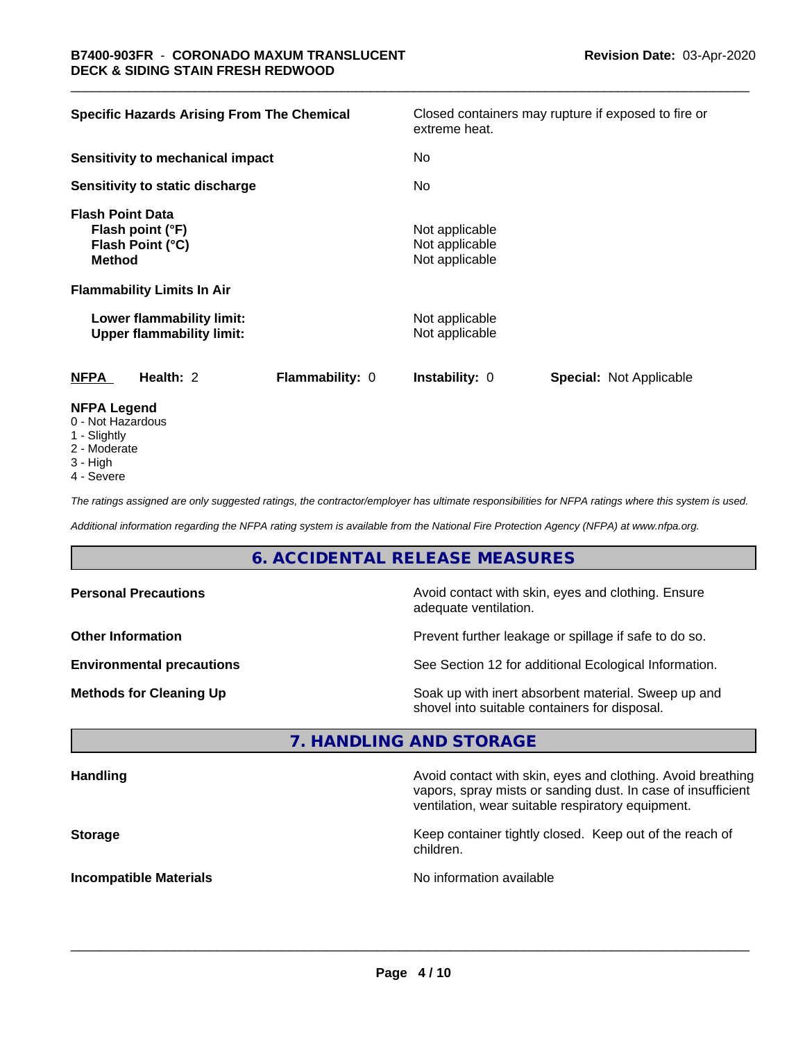| | |
|---|---|
| **Specific Hazards Arising From The Chemical** | Closed containers may rupture if exposed to fire or extreme heat. |
| **Sensitivity to mechanical impact** | No |
| **Sensitivity to static discharge** | No |
| **Flash Point Data** | |
| **Flash point (°F)** | Not applicable |
| **Flash Point (°C)** | Not applicable |
| **Method** | Not applicable |
| **Flammability Limits In Air** | |
| **Lower flammability limit:** | Not applicable |
| **Upper flammability limit:** | Not applicable |

| NFPA | Health: 2 | Flammability: 0 | Instability: 0 | Special: Not Applicable |
|---|---|---|---|---|

**NFPA Legend**

0 - Not Hazardous
1 - Slightly
2 - Moderate
3 - High
4 - Severe

*The ratings assigned are only suggested ratings, the contractor/employer has ultimate responsibilities for NFPA ratings where this system is used.*

*Additional information regarding the NFPA rating system is available from the National Fire Protection Agency (NFPA) at www.nfpa.org.*

## 6. ACCIDENTAL RELEASE MEASURES

| | |
|---|---|
| **Personal Precautions** | Avoid contact with skin, eyes and clothing. Ensure adequate ventilation. |
| **Other Information** | Prevent further leakage or spillage if safe to do so. |
| **Environmental precautions** | See Section 12 for additional Ecological Information. |
| **Methods for Cleaning Up** | Soak up with inert absorbent material. Sweep up and shovel into suitable containers for disposal. |

## 7. HANDLING AND STORAGE

| | |
|---|---|
| **Handling** | Avoid contact with skin, eyes and clothing. Avoid breathing vapors, spray mists or sanding dust. In case of insufficient ventilation, wear suitable respiratory equipment. |
| **Storage** | Keep container tightly closed. Keep out of the reach of children. |
| **Incompatible Materials** | No information available |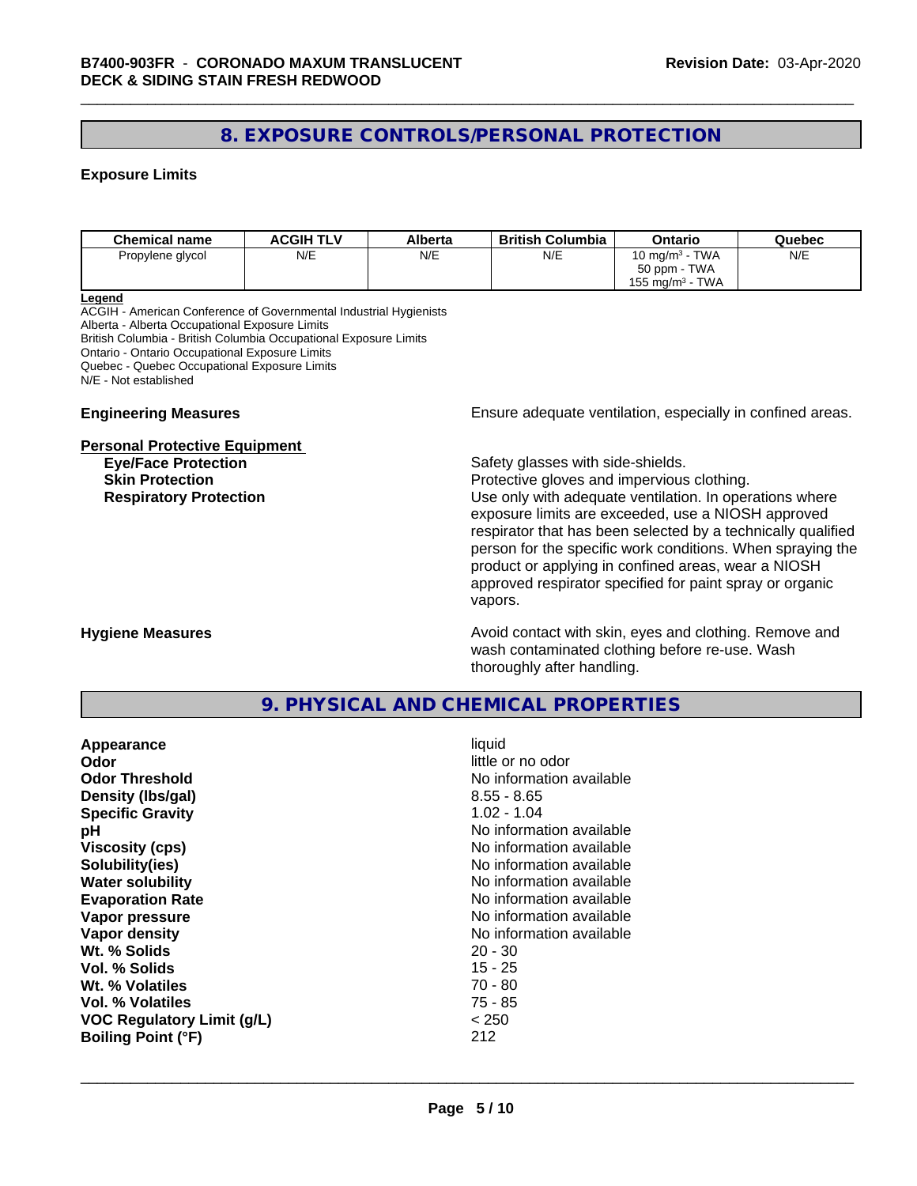## 8. EXPOSURE CONTROLS/PERSONAL PROTECTION

**Exposure Limits**

| Chemical name | ACGIH TLV | Alberta | British Columbia | Ontario | Quebec |
|---|---|---|---|---|---|
| Propylene glycol | N/E | N/E | N/E | 10 mg/m³ - TWA<br>50 ppm - TWA<br>155 mg/m³ - TWA | N/E |

**Legend**
ACGIH - American Conference of Governmental Industrial Hygienists
Alberta - Alberta Occupational Exposure Limits
British Columbia - British Columbia Occupational Exposure Limits
Ontario - Ontario Occupational Exposure Limits
Quebec - Quebec Occupational Exposure Limits
N/E - Not established

**Engineering Measures** Ensure adequate ventilation, especially in confined areas.

**Personal Protective Equipment**

**Eye/Face Protection** Safety glasses with side-shields.

**Skin Protection** Protective gloves and impervious clothing.

**Respiratory Protection** Use only with adequate ventilation. In operations where exposure limits are exceeded, use a NIOSH approved respirator that has been selected by a technically qualified person for the specific work conditions. When spraying the product or applying in confined areas, wear a NIOSH approved respirator specified for paint spray or organic vapors.

**Hygiene Measures** Avoid contact with skin, eyes and clothing. Remove and wash contaminated clothing before re-use. Wash thoroughly after handling.

## 9. PHYSICAL AND CHEMICAL PROPERTIES

**Appearance** liquid
**Odor** little or no odor
**Odor Threshold** No information available
**Density (lbs/gal)** 8.55 - 8.65
**Specific Gravity** 1.02 - 1.04
**pH** No information available
**Viscosity (cps)** No information available
**Solubility(ies)** No information available
**Water solubility** No information available
**Evaporation Rate** No information available
**Vapor pressure** No information available
**Vapor density** No information available
**Wt. % Solids** 20 - 30
**Vol. % Solids** 15 - 25
**Wt. % Volatiles** 70 - 80
**Vol. % Volatiles** 75 - 85
**VOC Regulatory Limit (g/L)** < 250
**Boiling Point (°F)** 212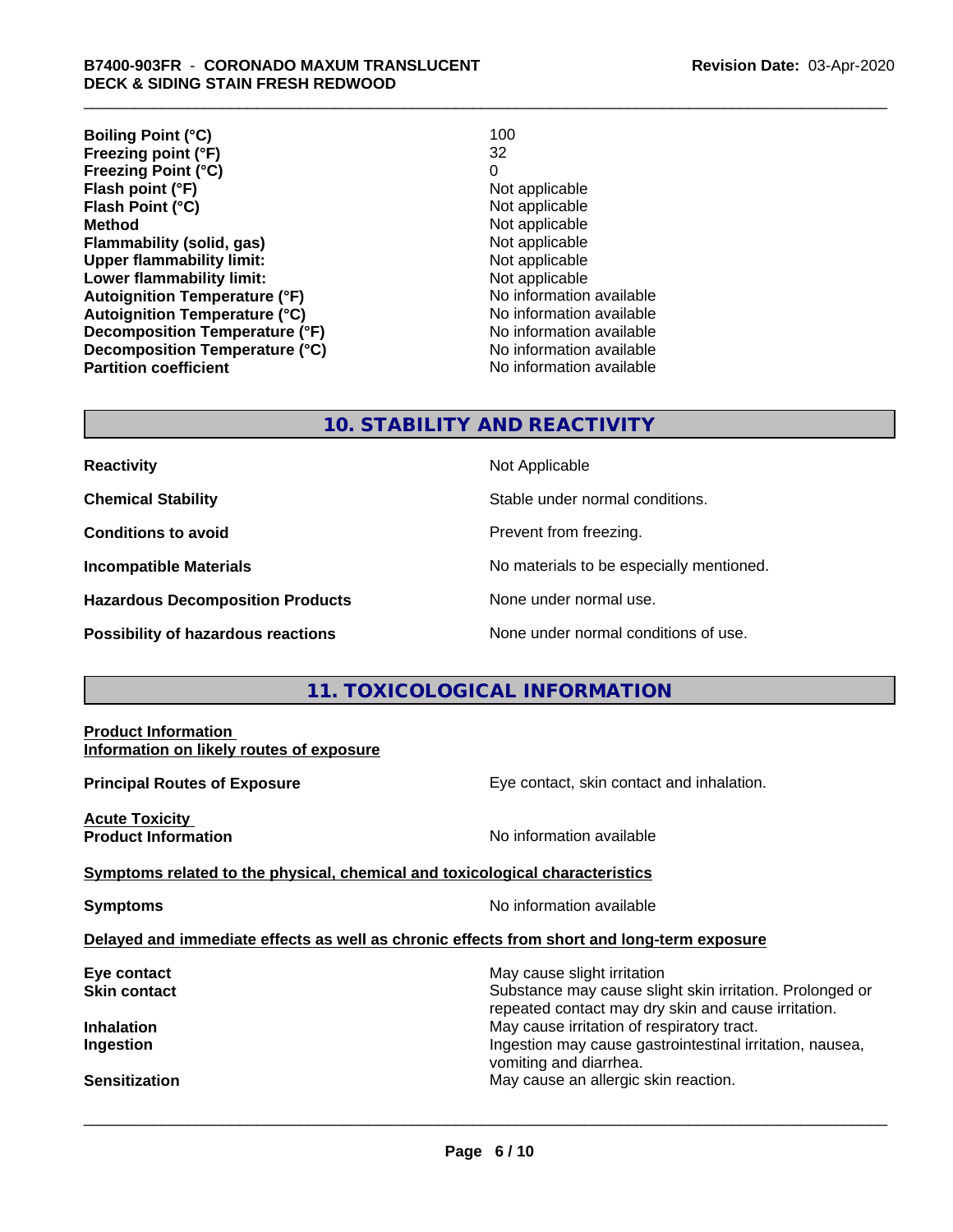| | |
|---|---|
| **Boiling Point (°C)** | 100 |
| **Freezing point (°F)** | 32 |
| **Freezing Point (°C)** | 0 |
| **Flash point (°F)** | Not applicable |
| **Flash Point (°C)** | Not applicable |
| **Method** | Not applicable |
| **Flammability (solid, gas)** | Not applicable |
| **Upper flammability limit:** | Not applicable |
| **Lower flammability limit:** | Not applicable |
| **Autoignition Temperature (°F)** | No information available |
| **Autoignition Temperature (°C)** | No information available |
| **Decomposition Temperature (°F)** | No information available |
| **Decomposition Temperature (°C)** | No information available |
| **Partition coefficient** | No information available |

## 10. STABILITY AND REACTIVITY

| | |
|---|---|
| **Reactivity** | Not Applicable |
| **Chemical Stability** | Stable under normal conditions. |
| **Conditions to avoid** | Prevent from freezing. |
| **Incompatible Materials** | No materials to be especially mentioned. |
| **Hazardous Decomposition Products** | None under normal use. |
| **Possibility of hazardous reactions** | None under normal conditions of use. |

## 11. TOXICOLOGICAL INFORMATION

**Product Information**

**Information on likely routes of exposure**

**Principal Routes of Exposure** — Eye contact, skin contact and inhalation.

**Acute Toxicity**

**Product Information** — No information available

**Symptoms related to the physical, chemical and toxicological characteristics**

**Symptoms** — No information available

**Delayed and immediate effects as well as chronic effects from short and long-term exposure**

| | |
|---|---|
| **Eye contact** | May cause slight irritation |
| **Skin contact** | Substance may cause slight skin irritation. Prolonged or repeated contact may dry skin and cause irritation. |
| **Inhalation** | May cause irritation of respiratory tract. |
| **Ingestion** | Ingestion may cause gastrointestinal irritation, nausea, vomiting and diarrhea. |
| **Sensitization** | May cause an allergic skin reaction. |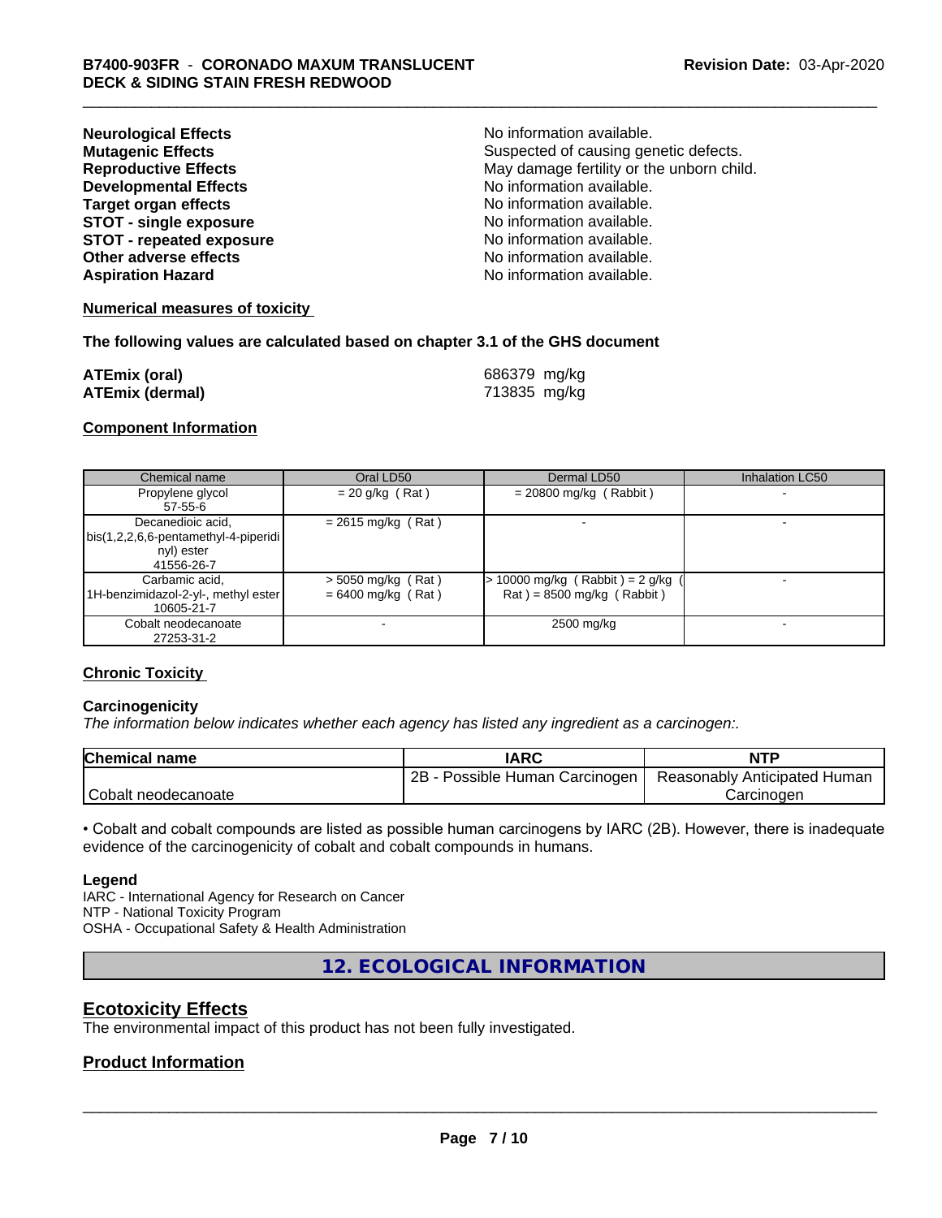| | |
|---|---|
| **Neurological Effects** | No information available. |
| **Mutagenic Effects** | Suspected of causing genetic defects. |
| **Reproductive Effects** | May damage fertility or the unborn child. |
| **Developmental Effects** | No information available. |
| **Target organ effects** | No information available. |
| **STOT - single exposure** | No information available. |
| **STOT - repeated exposure** | No information available. |
| **Other adverse effects** | No information available. |
| **Aspiration Hazard** | No information available. |

**Numerical measures of toxicity**

**The following values are calculated based on chapter 3.1 of the GHS document**

| | |
|---|---|
| **ATEmix (oral)** | 686379 mg/kg |
| **ATEmix (dermal)** | 713835 mg/kg |

**Component Information**

| Chemical name | Oral LD50 | Dermal LD50 | Inhalation LC50 |
|---|---|---|---|
| Propylene glycol<br>57-55-6 | = 20 g/kg ( Rat ) | = 20800 mg/kg ( Rabbit ) | - |
| Decanedioic acid, bis(1,2,2,6,6-pentamethyl-4-piperidinyl) ester<br>41556-26-7 | = 2615 mg/kg ( Rat ) | - | - |
| Carbamic acid, 1H-benzimidazol-2-yl-, methyl ester<br>10605-21-7 | > 5050 mg/kg ( Rat )<br>= 6400 mg/kg ( Rat ) | > 10000 mg/kg ( Rabbit ) = 2 g/kg ( Rat ) = 8500 mg/kg ( Rabbit ) | - |
| Cobalt neodecanoate<br>27253-31-2 | - | 2500 mg/kg | - |

**Chronic Toxicity**

**Carcinogenicity**

*The information below indicates whether each agency has listed any ingredient as a carcinogen:.*

| Chemical name | IARC | NTP |
|---|---|---|
| Cobalt neodecanoate | 2B - Possible Human Carcinogen | Reasonably Anticipated Human Carcinogen |

• Cobalt and cobalt compounds are listed as possible human carcinogens by IARC (2B). However, there is inadequate evidence of the carcinogenicity of cobalt and cobalt compounds in humans.

**Legend**

IARC - International Agency for Research on Cancer
NTP - National Toxicity Program
OSHA - Occupational Safety & Health Administration

## 12. ECOLOGICAL INFORMATION

### Ecotoxicity Effects

The environmental impact of this product has not been fully investigated.

### Product Information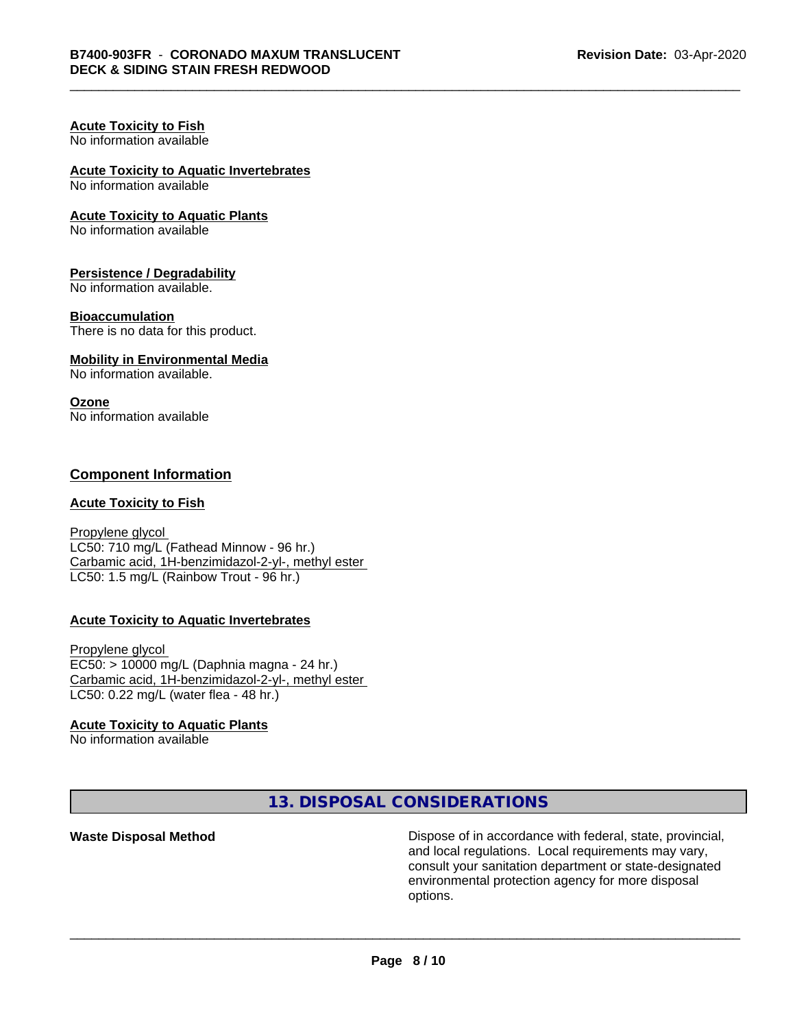**Acute Toxicity to Fish**
No information available

**Acute Toxicity to Aquatic Invertebrates**
No information available

**Acute Toxicity to Aquatic Plants**
No information available

**Persistence / Degradability**
No information available.

**Bioaccumulation**
There is no data for this product.

**Mobility in Environmental Media**
No information available.

**Ozone**
No information available

## Component Information

**Acute Toxicity to Fish**

Propylene glycol
LC50: 710 mg/L (Fathead Minnow - 96 hr.)
Carbamic acid, 1H-benzimidazol-2-yl-, methyl ester
LC50: 1.5 mg/L (Rainbow Trout - 96 hr.)

**Acute Toxicity to Aquatic Invertebrates**

Propylene glycol
EC50: > 10000 mg/L (Daphnia magna - 24 hr.)
Carbamic acid, 1H-benzimidazol-2-yl-, methyl ester
LC50: 0.22 mg/L (water flea - 48 hr.)

**Acute Toxicity to Aquatic Plants**
No information available

## 13. DISPOSAL CONSIDERATIONS

**Waste Disposal Method**

Dispose of in accordance with federal, state, provincial, and local regulations. Local requirements may vary, consult your sanitation department or state-designated environmental protection agency for more disposal options.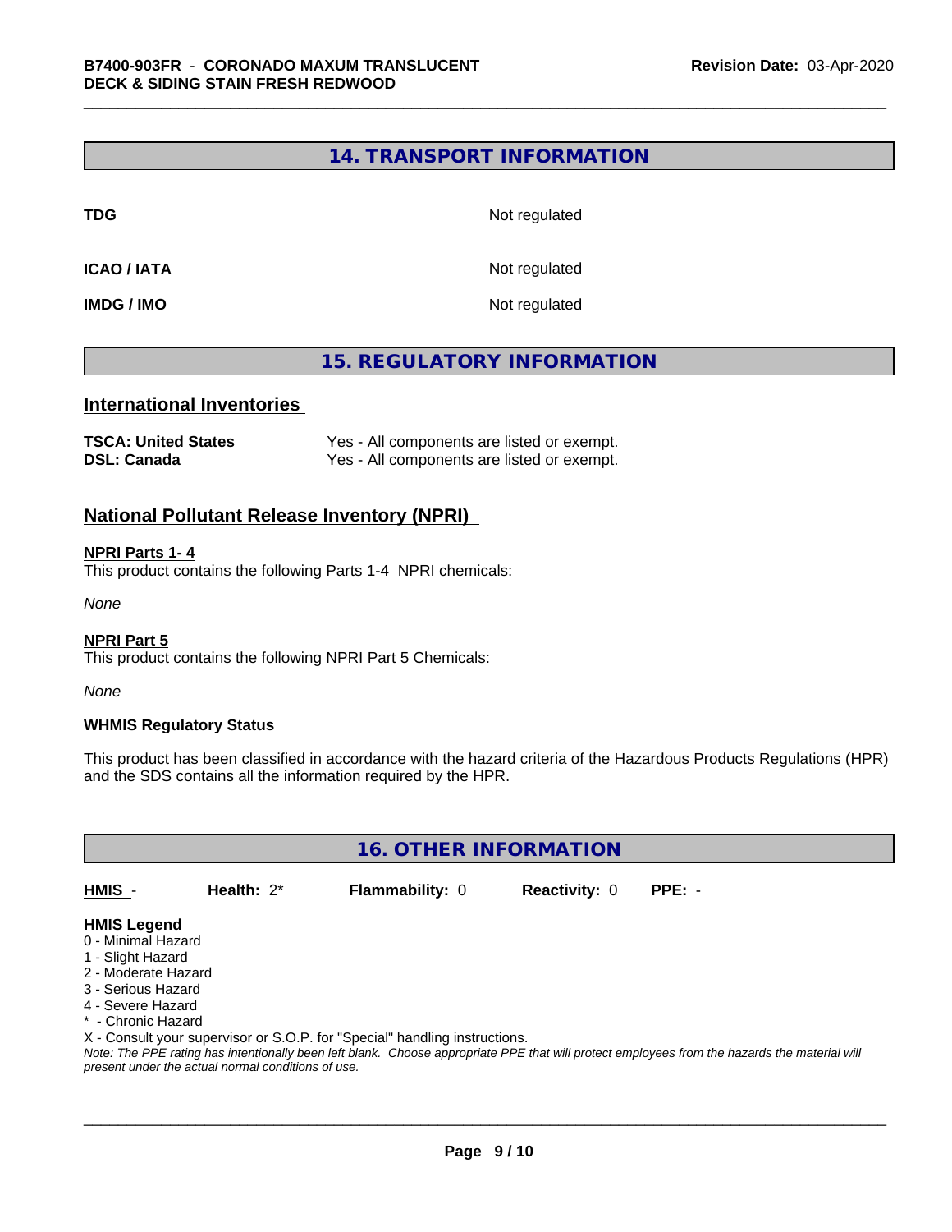## 14. TRANSPORT INFORMATION

| | |
|---|---|
| **TDG** | Not regulated |
| **ICAO / IATA** | Not regulated |
| **IMDG / IMO** | Not regulated |

## 15. REGULATORY INFORMATION

### International Inventories

| | |
|---|---|
| **TSCA: United States** | Yes - All components are listed or exempt. |
| **DSL: Canada** | Yes - All components are listed or exempt. |

### National Pollutant Release Inventory (NPRI)

**NPRI Parts 1- 4**

This product contains the following Parts 1-4 NPRI chemicals:

*None*

**NPRI Part 5**

This product contains the following NPRI Part 5 Chemicals:

*None*

**WHMIS Regulatory Status**

This product has been classified in accordance with the hazard criteria of the Hazardous Products Regulations (HPR) and the SDS contains all the information required by the HPR.

## 16. OTHER INFORMATION

| HMIS - | Health: 2* | Flammability: 0 | Reactivity: 0 | PPE: - |
|---|---|---|---|---|

**HMIS Legend**

0 - Minimal Hazard
1 - Slight Hazard
2 - Moderate Hazard
3 - Serious Hazard
4 - Severe Hazard
* - Chronic Hazard
X - Consult your supervisor or S.O.P. for "Special" handling instructions.

*Note: The PPE rating has intentionally been left blank. Choose appropriate PPE that will protect employees from the hazards the material will present under the actual normal conditions of use.*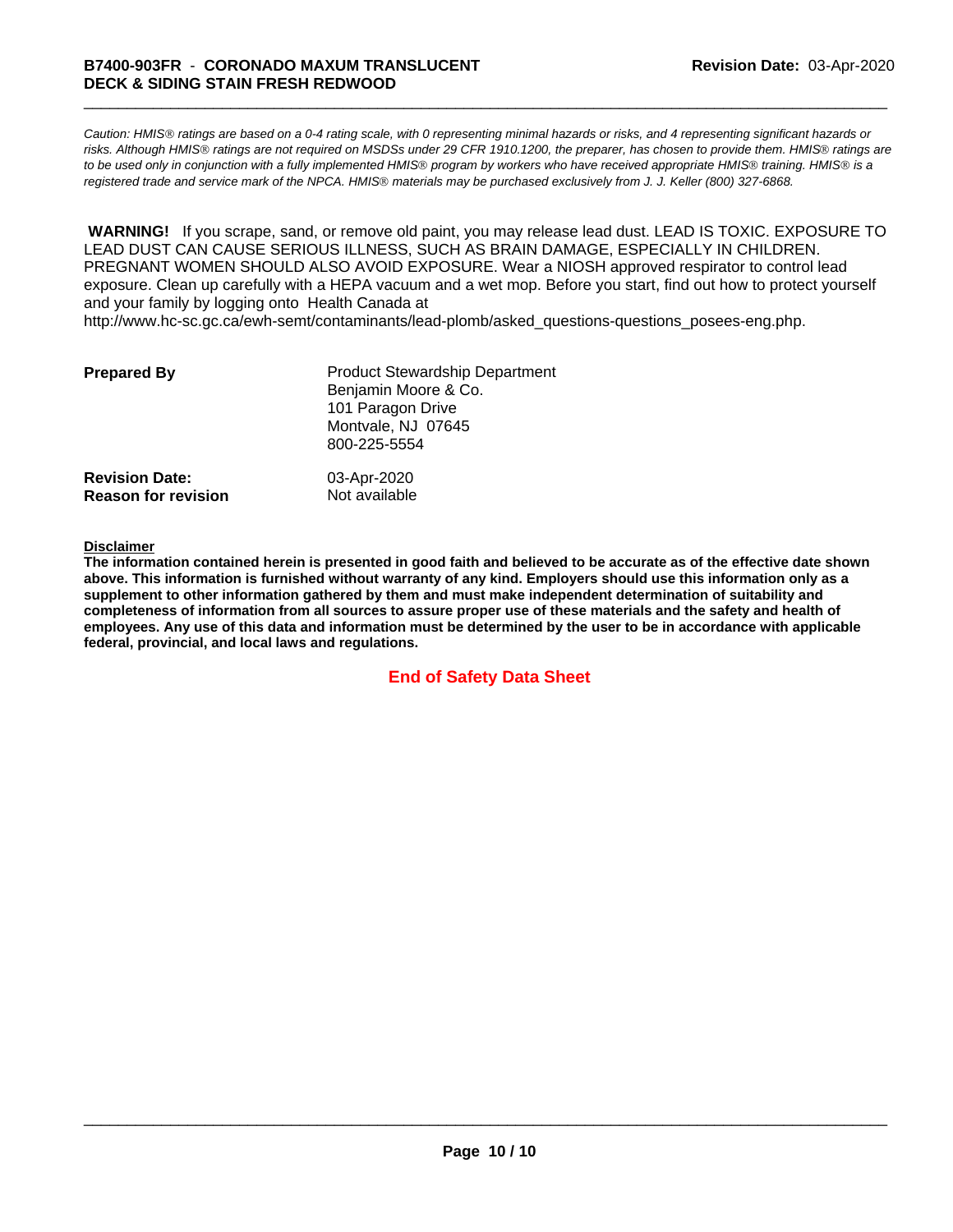*Caution: HMIS® ratings are based on a 0-4 rating scale, with 0 representing minimal hazards or risks, and 4 representing significant hazards or risks. Although HMIS® ratings are not required on MSDSs under 29 CFR 1910.1200, the preparer, has chosen to provide them. HMIS® ratings are to be used only in conjunction with a fully implemented HMIS® program by workers who have received appropriate HMIS® training. HMIS® is a registered trade and service mark of the NPCA. HMIS® materials may be purchased exclusively from J. J. Keller (800) 327-6868.*

**WARNING!** If you scrape, sand, or remove old paint, you may release lead dust. LEAD IS TOXIC. EXPOSURE TO LEAD DUST CAN CAUSE SERIOUS ILLNESS, SUCH AS BRAIN DAMAGE, ESPECIALLY IN CHILDREN. PREGNANT WOMEN SHOULD ALSO AVOID EXPOSURE. Wear a NIOSH approved respirator to control lead exposure. Clean up carefully with a HEPA vacuum and a wet mop. Before you start, find out how to protect yourself and your family by logging onto Health Canada at http://www.hc-sc.gc.ca/ewh-semt/contaminants/lead-plomb/asked_questions-questions_posees-eng.php.

| | |
|---|---|
| **Prepared By** | Product Stewardship Department<br>Benjamin Moore & Co.<br>101 Paragon Drive<br>Montvale, NJ 07645<br>800-225-5554 |
| **Revision Date:** | 03-Apr-2020 |
| **Reason for revision** | Not available |

**Disclaimer**

**The information contained herein is presented in good faith and believed to be accurate as of the effective date shown above. This information is furnished without warranty of any kind. Employers should use this information only as a supplement to other information gathered by them and must make independent determination of suitability and completeness of information from all sources to assure proper use of these materials and the safety and health of employees. Any use of this data and information must be determined by the user to be in accordance with applicable federal, provincial, and local laws and regulations.**

**End of Safety Data Sheet**